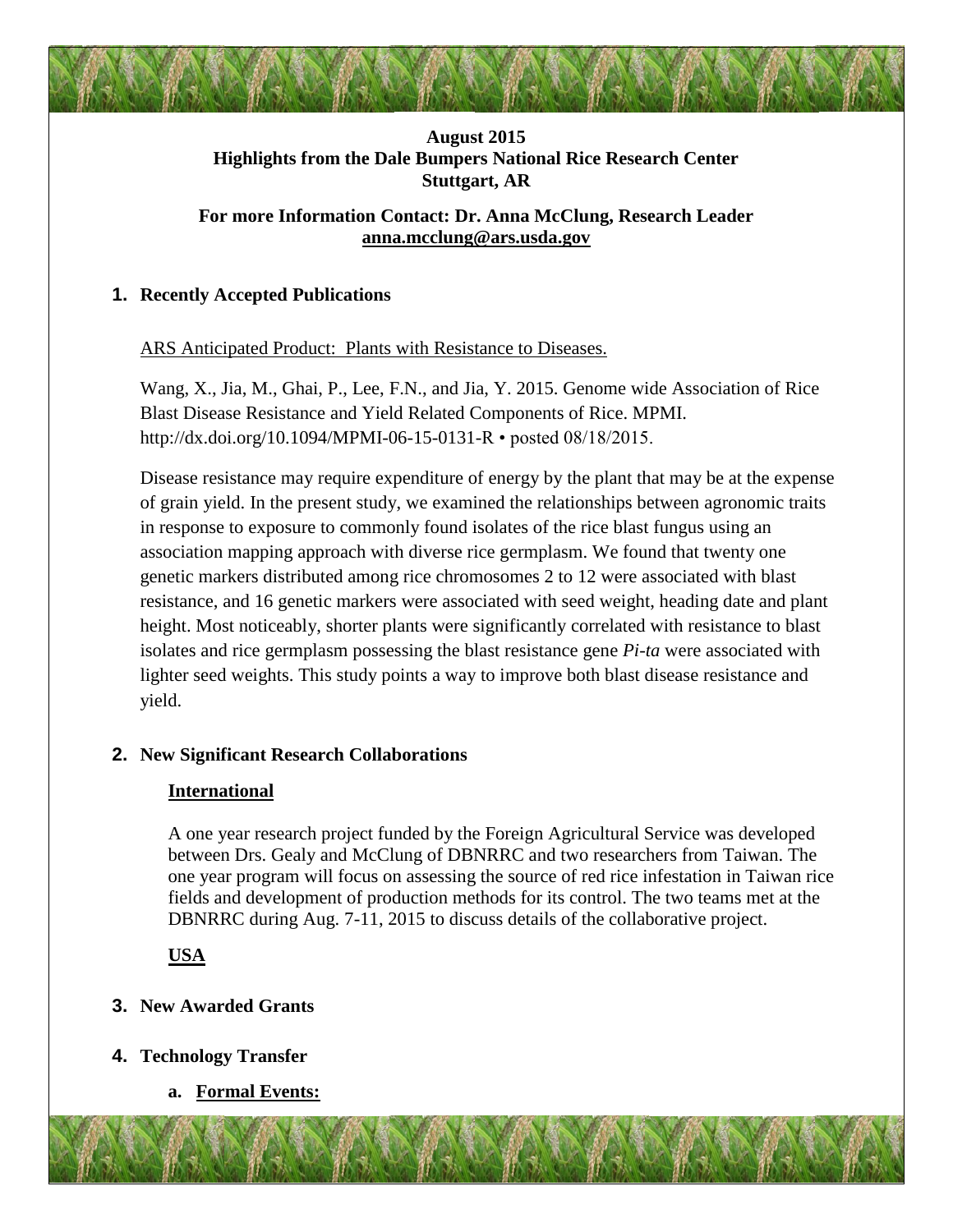**August 2015**
**Highlights from the Dale Bumpers National Rice Research Center**
**Stuttgart, AR**

**For more Information Contact: Dr. Anna McClung, Research Leader**
**anna.mcclung@ars.usda.gov**

## 1. Recently Accepted Publications

ARS Anticipated Product: Plants with Resistance to Diseases.

Wang, X., Jia, M., Ghai, P., Lee, F.N., and Jia, Y. 2015. Genome wide Association of Rice Blast Disease Resistance and Yield Related Components of Rice. MPMI. http://dx.doi.org/10.1094/MPMI-06-15-0131-R • posted 08/18/2015.

Disease resistance may require expenditure of energy by the plant that may be at the expense of grain yield. In the present study, we examined the relationships between agronomic traits in response to exposure to commonly found isolates of the rice blast fungus using an association mapping approach with diverse rice germplasm. We found that twenty one genetic markers distributed among rice chromosomes 2 to 12 were associated with blast resistance, and 16 genetic markers were associated with seed weight, heading date and plant height. Most noticeably, shorter plants were significantly correlated with resistance to blast isolates and rice germplasm possessing the blast resistance gene *Pi-ta* were associated with lighter seed weights. This study points a way to improve both blast disease resistance and yield.

## 2. New Significant Research Collaborations

**International**

A one year research project funded by the Foreign Agricultural Service was developed between Drs. Gealy and McClung of DBNRRC and two researchers from Taiwan. The one year program will focus on assessing the source of red rice infestation in Taiwan rice fields and development of production methods for its control. The two teams met at the DBNRRC during Aug. 7-11, 2015 to discuss details of the collaborative project.

**USA**

## 3. New Awarded Grants

## 4. Technology Transfer

**a. Formal Events:**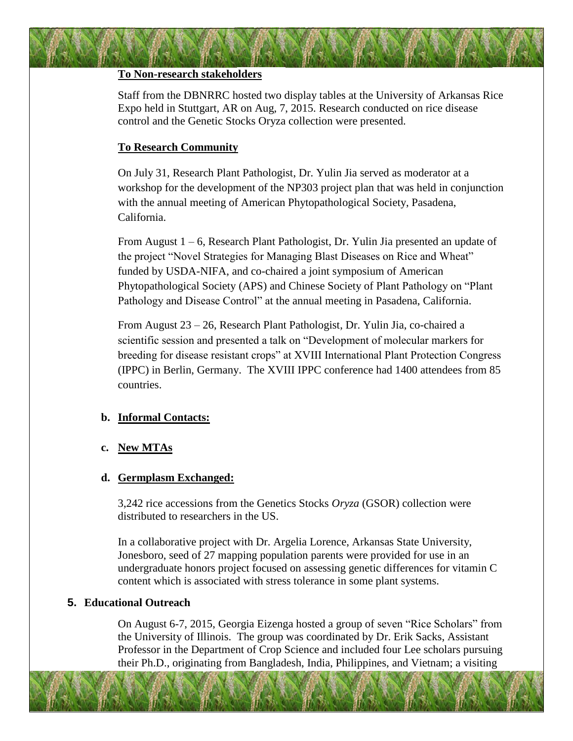**To Non-research stakeholders**

Staff from the DBNRRC hosted two display tables at the University of Arkansas Rice Expo held in Stuttgart, AR on Aug, 7, 2015. Research conducted on rice disease control and the Genetic Stocks Oryza collection were presented.

**To Research Community**

On July 31, Research Plant Pathologist, Dr. Yulin Jia served as moderator at a workshop for the development of the NP303 project plan that was held in conjunction with the annual meeting of American Phytopathological Society, Pasadena, California.

From August 1 – 6, Research Plant Pathologist, Dr. Yulin Jia presented an update of the project "Novel Strategies for Managing Blast Diseases on Rice and Wheat" funded by USDA-NIFA, and co-chaired a joint symposium of American Phytopathological Society (APS) and Chinese Society of Plant Pathology on "Plant Pathology and Disease Control" at the annual meeting in Pasadena, California.

From August 23 – 26, Research Plant Pathologist, Dr. Yulin Jia, co-chaired a scientific session and presented a talk on "Development of molecular markers for breeding for disease resistant crops" at XVIII International Plant Protection Congress (IPPC) in Berlin, Germany. The XVIII IPPC conference had 1400 attendees from 85 countries.

**b. Informal Contacts:**

**c. New MTAs**

**d. Germplasm Exchanged:**

3,242 rice accessions from the Genetics Stocks *Oryza* (GSOR) collection were distributed to researchers in the US.

In a collaborative project with Dr. Argelia Lorence, Arkansas State University, Jonesboro, seed of 27 mapping population parents were provided for use in an undergraduate honors project focused on assessing genetic differences for vitamin C content which is associated with stress tolerance in some plant systems.

**5. Educational Outreach**

On August 6-7, 2015, Georgia Eizenga hosted a group of seven "Rice Scholars" from the University of Illinois. The group was coordinated by Dr. Erik Sacks, Assistant Professor in the Department of Crop Science and included four Lee scholars pursuing their Ph.D., originating from Bangladesh, India, Philippines, and Vietnam; a visiting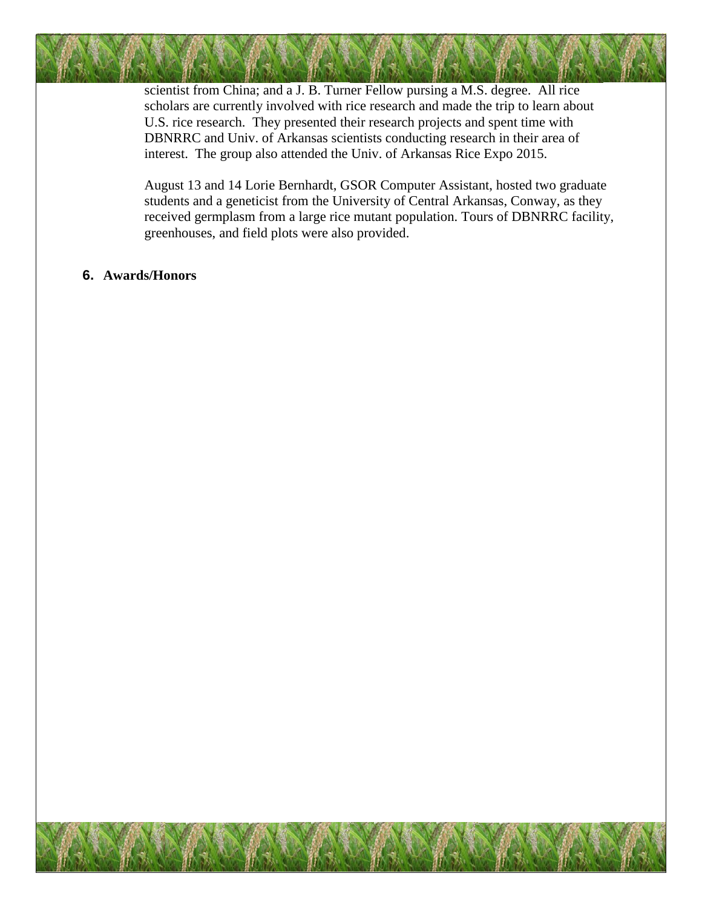scientist from China; and a J. B. Turner Fellow pursing a M.S. degree. All rice scholars are currently involved with rice research and made the trip to learn about U.S. rice research. They presented their research projects and spent time with DBNRRC and Univ. of Arkansas scientists conducting research in their area of interest. The group also attended the Univ. of Arkansas Rice Expo 2015.

August 13 and 14 Lorie Bernhardt, GSOR Computer Assistant, hosted two graduate students and a geneticist from the University of Central Arkansas, Conway, as they received germplasm from a large rice mutant population. Tours of DBNRRC facility, greenhouses, and field plots were also provided.

## 6. Awards/Honors